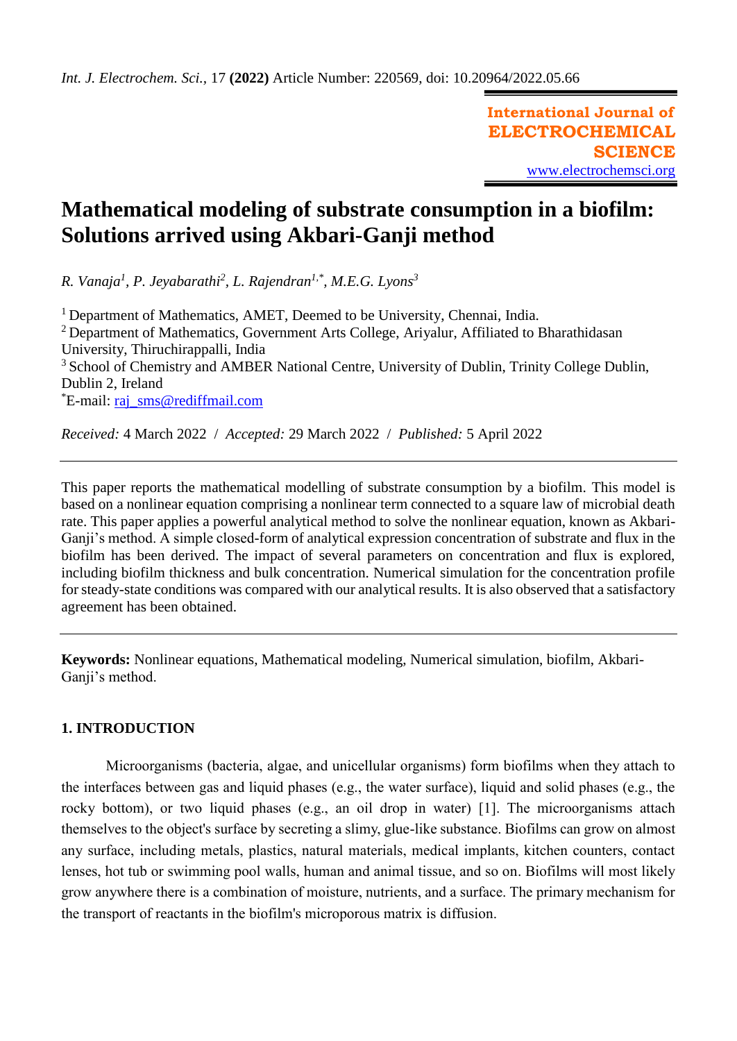Int. J. Electrochem. Sci., 17 (2022) Article Number: 220569, doi: 10.20964/2022.05.66

**International Journal of ELECTROCHEMICAL SCIENCE**
www.electrochemsci.org

# Mathematical modeling of substrate consumption in a biofilm: Solutions arrived using Akbari-Ganji method

*R. Vanaja[1], P. Jeyabarathi[2], L. Rajendran[1,*], M.E.G. Lyons[3]*

[1] Department of Mathematics, AMET, Deemed to be University, Chennai, India.
[2] Department of Mathematics, Government Arts College, Ariyalur, Affiliated to Bharathidasan University, Thiruchirappalli, India
[3] School of Chemistry and AMBER National Centre, University of Dublin, Trinity College Dublin, Dublin 2, Ireland
[*]E-mail: raj_sms@rediffmail.com

*Received:* 4 March 2022 / *Accepted:* 29 March 2022 / *Published:* 5 April 2022

---

This paper reports the mathematical modelling of substrate consumption by a biofilm. This model is based on a nonlinear equation comprising a nonlinear term connected to a square law of microbial death rate. This paper applies a powerful analytical method to solve the nonlinear equation, known as Akbari-Ganji's method. A simple closed-form of analytical expression concentration of substrate and flux in the biofilm has been derived. The impact of several parameters on concentration and flux is explored, including biofilm thickness and bulk concentration. Numerical simulation for the concentration profile for steady-state conditions was compared with our analytical results. It is also observed that a satisfactory agreement has been obtained.

---

**Keywords:** Nonlinear equations, Mathematical modeling, Numerical simulation, biofilm, Akbari-Ganji's method.

## 1. INTRODUCTION

Microorganisms (bacteria, algae, and unicellular organisms) form biofilms when they attach to the interfaces between gas and liquid phases (e.g., the water surface), liquid and solid phases (e.g., the rocky bottom), or two liquid phases (e.g., an oil drop in water) [1]. The microorganisms attach themselves to the object's surface by secreting a slimy, glue-like substance. Biofilms can grow on almost any surface, including metals, plastics, natural materials, medical implants, kitchen counters, contact lenses, hot tub or swimming pool walls, human and animal tissue, and so on. Biofilms will most likely grow anywhere there is a combination of moisture, nutrients, and a surface. The primary mechanism for the transport of reactants in the biofilm's microporous matrix is diffusion.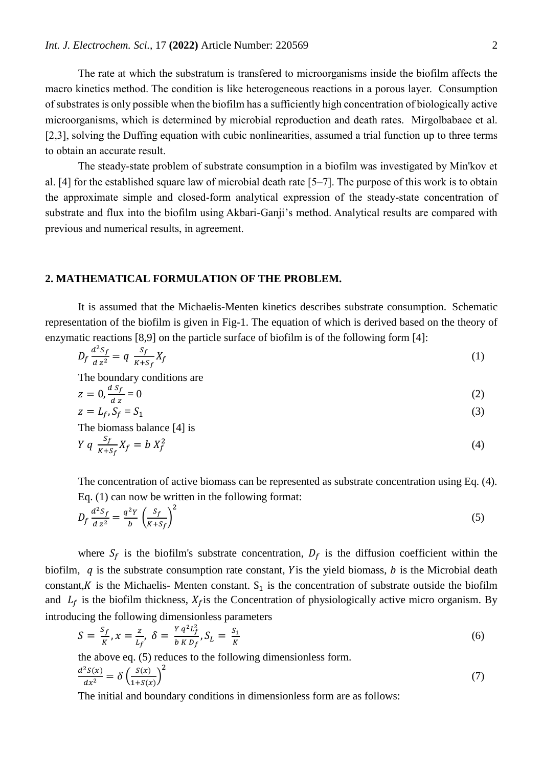The rate at which the substratum is transfered to microorganisms inside the biofilm affects the macro kinetics method. The condition is like heterogeneous reactions in a porous layer. Consumption of substrates is only possible when the biofilm has a sufficiently high concentration of biologically active microorganisms, which is determined by microbial reproduction and death rates. Mirgolbabaee et al. [2,3], solving the Duffing equation with cubic nonlinearities, assumed a trial function up to three terms to obtain an accurate result.

The steady-state problem of substrate consumption in a biofilm was investigated by Min'kov et al. [4] for the established square law of microbial death rate [5–7]. The purpose of this work is to obtain the approximate simple and closed-form analytical expression of the steady-state concentration of substrate and flux into the biofilm using Akbari-Ganji's method. Analytical results are compared with previous and numerical results, in agreement.

## 2. MATHEMATICAL FORMULATION OF THE PROBLEM.

It is assumed that the Michaelis-Menten kinetics describes substrate consumption. Schematic representation of the biofilm is given in Fig-1. The equation of which is derived based on the theory of enzymatic reactions [8,9] on the particle surface of biofilm is of the following form [4]:

$$D_f \frac{d^2 S_f}{d\,z^2} = q \; \frac{S_f}{K+S_f} X_f \tag{1}$$

The boundary conditions are

$$z = 0, \frac{d\,S_f}{d\,z} = 0 \tag{2}$$

$$z = L_f, S_f = S_1 \tag{3}$$

The biomass balance [4] is

$$Y\,q\;\frac{S_f}{K+S_f} X_f = b\,X_f^2 \tag{4}$$

The concentration of active biomass can be represented as substrate concentration using Eq. (4). Eq. (1) can now be written in the following format:

$$D_f \frac{d^2 S_f}{d\,z^2} = \frac{q^2 Y}{b} \left(\frac{S_f}{K+S_f}\right)^2 \tag{5}$$

where $S_f$ is the biofilm's substrate concentration, $D_f$ is the diffusion coefficient within the biofilm, $q$ is the substrate consumption rate constant, $Y$ is the yield biomass, $b$ is the Microbial death constant, $K$ is the Michaelis- Menten constant. $S_1$ is the concentration of substrate outside the biofilm and $L_f$ is the biofilm thickness, $X_f$ is the Concentration of physiologically active micro organism. By introducing the following dimensionless parameters

$$S = \frac{S_f}{K}, x = \frac{z}{L_f},\; \delta = \frac{Y\,q^2 L_f^2}{b\,K\,D_f}, S_L = \frac{S_1}{K} \tag{6}$$

the above eq. (5) reduces to the following dimensionless form.

$$\frac{d^2 S(x)}{dx^2} = \delta \left(\frac{S(x)}{1+S(x)}\right)^2 \tag{7}$$

The initial and boundary conditions in dimensionless form are as follows: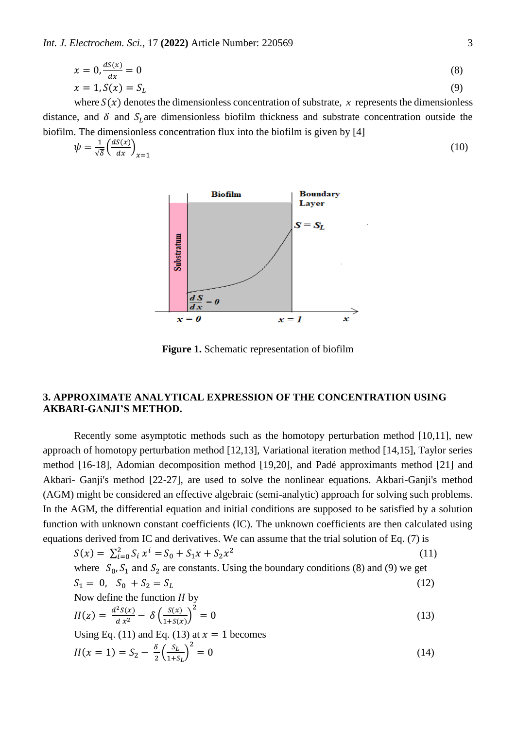$$x = 0, \frac{dS(x)}{dx} = 0 \tag{8}$$

$$x = 1, S(x) = S_L \tag{9}$$

where $S(x)$ denotes the dimensionless concentration of substrate, $x$ represents the dimensionless distance, and $\delta$ and $S_L$ are dimensionless biofilm thickness and substrate concentration outside the biofilm. The dimensionless concentration flux into the biofilm is given by [4]

$$\psi = \frac{1}{\sqrt{\delta}}\left(\frac{dS(x)}{dx}\right)_{x=1} \tag{10}$$

**Figure 1.** Schematic representation of biofilm

## 3. APPROXIMATE ANALYTICAL EXPRESSION OF THE CONCENTRATION USING AKBARI-GANJI'S METHOD.

Recently some asymptotic methods such as the homotopy perturbation method [10,11], new approach of homotopy perturbation method [12,13], Variational iteration method [14,15], Taylor series method [16-18], Adomian decomposition method [19,20], and Padé approximants method [21] and Akbari- Ganji's method [22-27], are used to solve the nonlinear equations. Akbari-Ganji's method (AGM) might be considered an effective algebraic (semi-analytic) approach for solving such problems. In the AGM, the differential equation and initial conditions are supposed to be satisfied by a solution function with unknown constant coefficients (IC). The unknown coefficients are then calculated using equations derived from IC and derivatives. We can assume that the trial solution of Eq. (7) is

$$S(x) = \sum_{i=0}^{2} S_i\, x^i = S_0 + S_1 x + S_2 x^2 \tag{11}$$

where $S_0, S_1$ and $S_2$ are constants. Using the boundary conditions (8) and (9) we get

$$S_1 = 0, \quad S_0 + S_2 = S_L \tag{12}$$

Now define the function $H$ by

$$H(z) = \frac{d^2S(x)}{d\,x^2} - \delta\left(\frac{S(x)}{1+S(x)}\right)^2 = 0 \tag{13}$$

Using Eq. (11) and Eq. (13) at $x = 1$ becomes

$$H(x = 1) = S_2 - \frac{\delta}{2}\left(\frac{S_L}{1+S_L}\right)^2 = 0 \tag{14}$$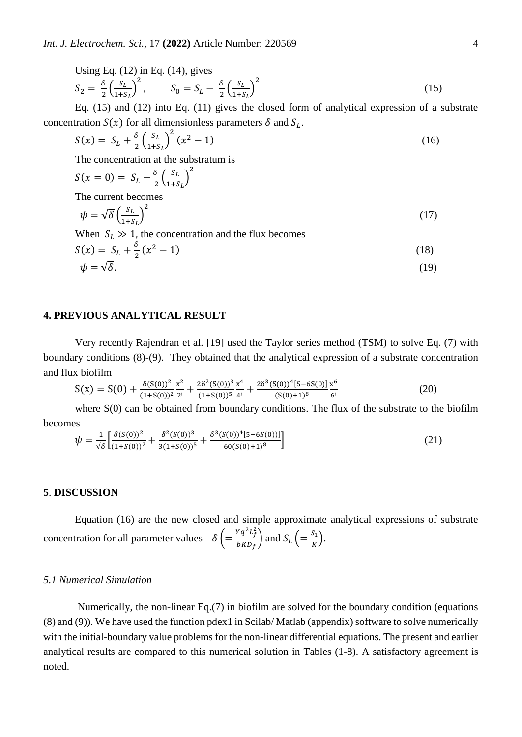Using Eq. (12) in Eq. (14), gives

$$S_2 = \frac{\delta}{2}\left(\frac{S_L}{1+S_L}\right)^2, \qquad S_0 = S_L - \frac{\delta}{2}\left(\frac{S_L}{1+S_L}\right)^2 \tag{15}$$

Eq. (15) and (12) into Eq. (11) gives the closed form of analytical expression of a substrate concentration $S(x)$ for all dimensionless parameters $\delta$ and $S_L$.

$$S(x) = S_L + \frac{\delta}{2}\left(\frac{S_L}{1+S_L}\right)^2 (x^2 - 1) \tag{16}$$

The concentration at the substratum is

$$S(x=0) = S_L - \frac{\delta}{2}\left(\frac{S_L}{1+S_L}\right)^2$$

The current becomes

$$\psi = \sqrt{\delta}\left(\frac{S_L}{1+S_L}\right)^2 \tag{17}$$

When $S_L \gg 1$, the concentration and the flux becomes

$$S(x) = S_L + \frac{\delta}{2}(x^2 - 1) \tag{18}$$

$$\psi = \sqrt{\delta}. \tag{19}$$

## 4. PREVIOUS ANALYTICAL RESULT

Very recently Rajendran et al. [19] used the Taylor series method (TSM) to solve Eq. (7) with boundary conditions (8)-(9). They obtained that the analytical expression of a substrate concentration and flux biofilm

$$\mathrm{S(x)} = \mathrm{S(0)} + \frac{\delta(\mathrm{S(0)})^2}{(1+\mathrm{S(0)})^2}\frac{x^2}{2!} + \frac{2\delta^2(\mathrm{S(0)})^3}{(1+\mathrm{S(0)})^5}\frac{x^4}{4!} + \frac{2\delta^3(\mathrm{S(0)})^4[5-6\mathrm{S(0)}]}{(\mathrm{S(0)}+1)^8}\frac{x^6}{6!} \tag{20}$$

where S(0) can be obtained from boundary conditions. The flux of the substrate to the biofilm becomes

$$\psi = \frac{1}{\sqrt{\delta}}\left[\frac{\delta(S(0))^2}{(1+S(0))^2} + \frac{\delta^2(S(0))^3}{3(1+S(0))^5} + \frac{\delta^3(S(0))^4[5-6S(0)]}{60(S(0)+1)^8}\right] \tag{21}$$

## 5. DISCUSSION

Equation (16) are the new closed and simple approximate analytical expressions of substrate concentration for all parameter values $\delta\left(= \frac{Yq^2L_f^2}{bKD_f}\right)$ and $S_L\left(= \frac{S_1}{K}\right)$.

### *5.1 Numerical Simulation*

Numerically, the non-linear Eq.(7) in biofilm are solved for the boundary condition (equations (8) and (9)). We have used the function pdex1 in Scilab/ Matlab (appendix) software to solve numerically with the initial-boundary value problems for the non-linear differential equations. The present and earlier analytical results are compared to this numerical solution in Tables (1-8). A satisfactory agreement is noted.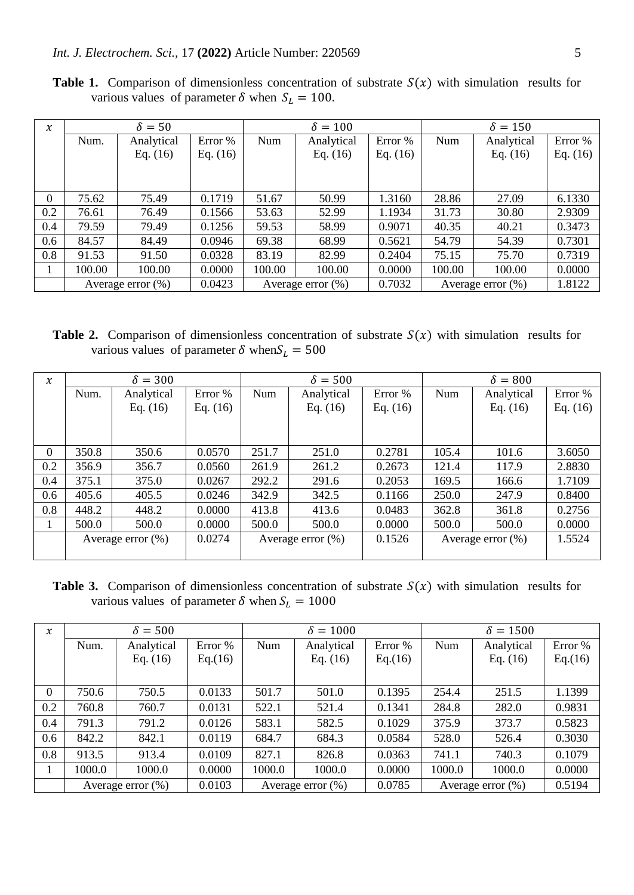**Table 1.** Comparison of dimensionless concentration of substrate $S(x)$ with simulation results for various values of parameter $\delta$ when $S_L = 100$.

| $x$ | $\delta = 50$ | | | $\delta = 100$ | | | $\delta = 150$ | | |
|---|---|---|---|---|---|---|---|---|---|
| | Num. | Analytical Eq. (16) | Error % Eq. (16) | Num | Analytical Eq. (16) | Error % Eq. (16) | Num | Analytical Eq. (16) | Error % Eq. (16) |
| 0 | 75.62 | 75.49 | 0.1719 | 51.67 | 50.99 | 1.3160 | 28.86 | 27.09 | 6.1330 |
| 0.2 | 76.61 | 76.49 | 0.1566 | 53.63 | 52.99 | 1.1934 | 31.73 | 30.80 | 2.9309 |
| 0.4 | 79.59 | 79.49 | 0.1256 | 59.53 | 58.99 | 0.9071 | 40.35 | 40.21 | 0.3473 |
| 0.6 | 84.57 | 84.49 | 0.0946 | 69.38 | 68.99 | 0.5621 | 54.79 | 54.39 | 0.7301 |
| 0.8 | 91.53 | 91.50 | 0.0328 | 83.19 | 82.99 | 0.2404 | 75.15 | 75.70 | 0.7319 |
| 1 | 100.00 | 100.00 | 0.0000 | 100.00 | 100.00 | 0.0000 | 100.00 | 100.00 | 0.0000 |
| | Average error (%) | | 0.0423 | Average error (%) | | 0.7032 | Average error (%) | | 1.8122 |

**Table 2.** Comparison of dimensionless concentration of substrate $S(x)$ with simulation results for various values of parameter $\delta$ when $S_L = 500$

| $x$ | $\delta = 300$ | | | $\delta = 500$ | | | $\delta = 800$ | | |
|---|---|---|---|---|---|---|---|---|---|
| | Num. | Analytical Eq. (16) | Error % Eq. (16) | Num | Analytical Eq. (16) | Error % Eq. (16) | Num | Analytical Eq. (16) | Error % Eq. (16) |
| 0 | 350.8 | 350.6 | 0.0570 | 251.7 | 251.0 | 0.2781 | 105.4 | 101.6 | 3.6050 |
| 0.2 | 356.9 | 356.7 | 0.0560 | 261.9 | 261.2 | 0.2673 | 121.4 | 117.9 | 2.8830 |
| 0.4 | 375.1 | 375.0 | 0.0267 | 292.2 | 291.6 | 0.2053 | 169.5 | 166.6 | 1.7109 |
| 0.6 | 405.6 | 405.5 | 0.0246 | 342.9 | 342.5 | 0.1166 | 250.0 | 247.9 | 0.8400 |
| 0.8 | 448.2 | 448.2 | 0.0000 | 413.8 | 413.6 | 0.0483 | 362.8 | 361.8 | 0.2756 |
| 1 | 500.0 | 500.0 | 0.0000 | 500.0 | 500.0 | 0.0000 | 500.0 | 500.0 | 0.0000 |
| | Average error (%) | | 0.0274 | Average error (%) | | 0.1526 | Average error (%) | | 1.5524 |

**Table 3.** Comparison of dimensionless concentration of substrate $S(x)$ with simulation results for various values of parameter $\delta$ when $S_L = 1000$

| $x$ | $\delta = 500$ | | | $\delta = 1000$ | | | $\delta = 1500$ | | |
|---|---|---|---|---|---|---|---|---|---|
| | Num. | Analytical Eq. (16) | Error % Eq.(16) | Num | Analytical Eq. (16) | Error % Eq.(16) | Num | Analytical Eq. (16) | Error % Eq.(16) |
| 0 | 750.6 | 750.5 | 0.0133 | 501.7 | 501.0 | 0.1395 | 254.4 | 251.5 | 1.1399 |
| 0.2 | 760.8 | 760.7 | 0.0131 | 522.1 | 521.4 | 0.1341 | 284.8 | 282.0 | 0.9831 |
| 0.4 | 791.3 | 791.2 | 0.0126 | 583.1 | 582.5 | 0.1029 | 375.9 | 373.7 | 0.5823 |
| 0.6 | 842.2 | 842.1 | 0.0119 | 684.7 | 684.3 | 0.0584 | 528.0 | 526.4 | 0.3030 |
| 0.8 | 913.5 | 913.4 | 0.0109 | 827.1 | 826.8 | 0.0363 | 741.1 | 740.3 | 0.1079 |
| 1 | 1000.0 | 1000.0 | 0.0000 | 1000.0 | 1000.0 | 0.0000 | 1000.0 | 1000.0 | 0.0000 |
| | Average error (%) | | 0.0103 | Average error (%) | | 0.0785 | Average error (%) | | 0.5194 |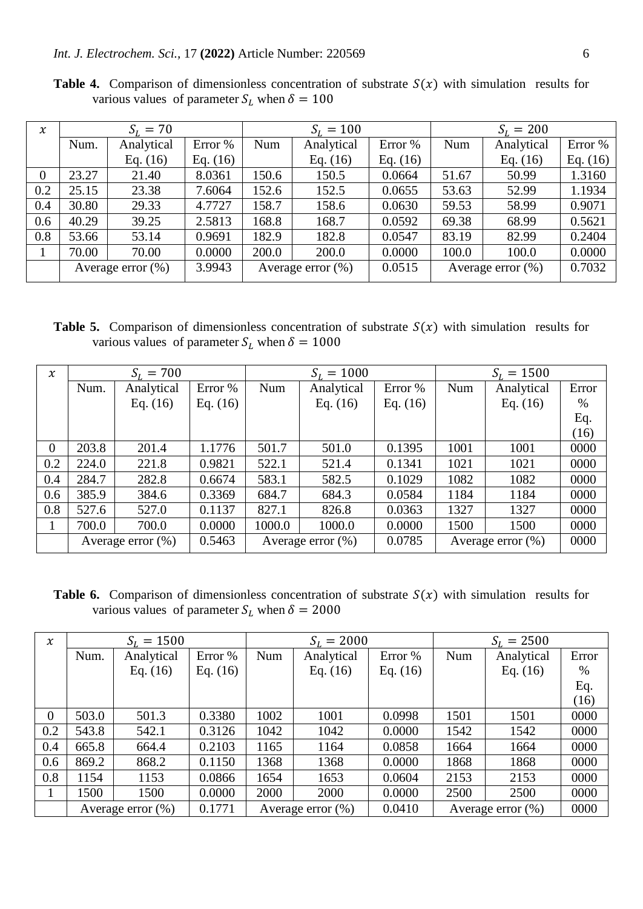**Table 4.** Comparison of dimensionless concentration of substrate $S(x)$ with simulation results for various values of parameter $S_L$ when $\delta = 100$

| $x$ | $S_L = 70$ | | | $S_L = 100$ | | | $S_L = 200$ | | |
|---|---|---|---|---|---|---|---|---|---|
| | Num. | Analytical Eq. (16) | Error % Eq. (16) | Num | Analytical Eq. (16) | Error % Eq. (16) | Num | Analytical Eq. (16) | Error % Eq. (16) |
| 0 | 23.27 | 21.40 | 8.0361 | 150.6 | 150.5 | 0.0664 | 51.67 | 50.99 | 1.3160 |
| 0.2 | 25.15 | 23.38 | 7.6064 | 152.6 | 152.5 | 0.0655 | 53.63 | 52.99 | 1.1934 |
| 0.4 | 30.80 | 29.33 | 4.7727 | 158.7 | 158.6 | 0.0630 | 59.53 | 58.99 | 0.9071 |
| 0.6 | 40.29 | 39.25 | 2.5813 | 168.8 | 168.7 | 0.0592 | 69.38 | 68.99 | 0.5621 |
| 0.8 | 53.66 | 53.14 | 0.9691 | 182.9 | 182.8 | 0.0547 | 83.19 | 82.99 | 0.2404 |
| 1 | 70.00 | 70.00 | 0.0000 | 200.0 | 200.0 | 0.0000 | 100.0 | 100.0 | 0.0000 |
| | Average error (%) | | 3.9943 | Average error (%) | | 0.0515 | Average error (%) | | 0.7032 |

**Table 5.** Comparison of dimensionless concentration of substrate $S(x)$ with simulation results for various values of parameter $S_L$ when $\delta = 1000$

| $x$ | $S_L = 700$ | | | $S_L = 1000$ | | | $S_L = 1500$ | | |
|---|---|---|---|---|---|---|---|---|---|
| | Num. | Analytical Eq. (16) | Error % Eq. (16) | Num | Analytical Eq. (16) | Error % Eq. (16) | Num | Analytical Eq. (16) | Error % Eq. (16) |
| 0 | 203.8 | 201.4 | 1.1776 | 501.7 | 501.0 | 0.1395 | 1001 | 1001 | 0000 |
| 0.2 | 224.0 | 221.8 | 0.9821 | 522.1 | 521.4 | 0.1341 | 1021 | 1021 | 0000 |
| 0.4 | 284.7 | 282.8 | 0.6674 | 583.1 | 582.5 | 0.1029 | 1082 | 1082 | 0000 |
| 0.6 | 385.9 | 384.6 | 0.3369 | 684.7 | 684.3 | 0.0584 | 1184 | 1184 | 0000 |
| 0.8 | 527.6 | 527.0 | 0.1137 | 827.1 | 826.8 | 0.0363 | 1327 | 1327 | 0000 |
| 1 | 700.0 | 700.0 | 0.0000 | 1000.0 | 1000.0 | 0.0000 | 1500 | 1500 | 0000 |
| | Average error (%) | | 0.5463 | Average error (%) | | 0.0785 | Average error (%) | | 0000 |

**Table 6.** Comparison of dimensionless concentration of substrate $S(x)$ with simulation results for various values of parameter $S_L$ when $\delta = 2000$

| $x$ | $S_L = 1500$ | | | $S_L = 2000$ | | | $S_L = 2500$ | | |
|---|---|---|---|---|---|---|---|---|---|
| | Num. | Analytical Eq. (16) | Error % Eq. (16) | Num | Analytical Eq. (16) | Error % Eq. (16) | Num | Analytical Eq. (16) | Error % Eq. (16) |
| 0 | 503.0 | 501.3 | 0.3380 | 1002 | 1001 | 0.0998 | 1501 | 1501 | 0000 |
| 0.2 | 543.8 | 542.1 | 0.3126 | 1042 | 1042 | 0.0000 | 1542 | 1542 | 0000 |
| 0.4 | 665.8 | 664.4 | 0.2103 | 1165 | 1164 | 0.0858 | 1664 | 1664 | 0000 |
| 0.6 | 869.2 | 868.2 | 0.1150 | 1368 | 1368 | 0.0000 | 1868 | 1868 | 0000 |
| 0.8 | 1154 | 1153 | 0.0866 | 1654 | 1653 | 0.0604 | 2153 | 2153 | 0000 |
| 1 | 1500 | 1500 | 0.0000 | 2000 | 2000 | 0.0000 | 2500 | 2500 | 0000 |
| | Average error (%) | | 0.1771 | Average error (%) | | 0.0410 | Average error (%) | | 0000 |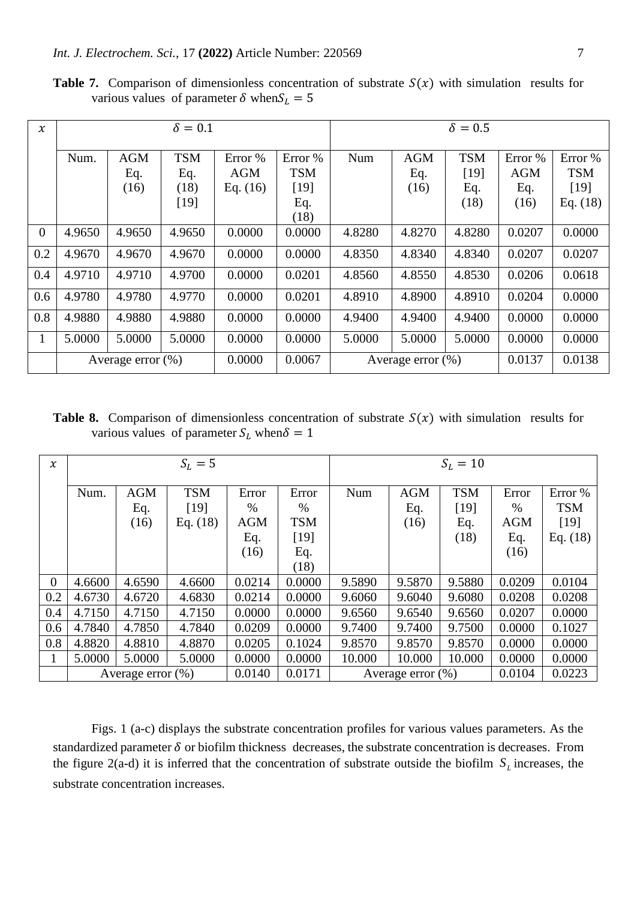**Table 7.** Comparison of dimensionless concentration of substrate $S(x)$ with simulation results for various values of parameter $\delta$ when $S_L = 5$

| $x$ | $\delta = 0.1$ | | | | | $\delta = 0.5$ | | | | |
|---|---|---|---|---|---|---|---|---|---|---|
| | Num. | AGM Eq. (16) | TSM Eq. (18) [19] | Error % AGM Eq. (16) | Error % TSM [19] Eq. (18) | Num | AGM Eq. (16) | TSM [19] Eq. (18) | Error % AGM Eq. (16) | Error % TSM [19] Eq. (18) |
| 0 | 4.9650 | 4.9650 | 4.9650 | 0.0000 | 0.0000 | 4.8280 | 4.8270 | 4.8280 | 0.0207 | 0.0000 |
| 0.2 | 4.9670 | 4.9670 | 4.9670 | 0.0000 | 0.0000 | 4.8350 | 4.8340 | 4.8340 | 0.0207 | 0.0207 |
| 0.4 | 4.9710 | 4.9710 | 4.9700 | 0.0000 | 0.0201 | 4.8560 | 4.8550 | 4.8530 | 0.0206 | 0.0618 |
| 0.6 | 4.9780 | 4.9780 | 4.9770 | 0.0000 | 0.0201 | 4.8910 | 4.8900 | 4.8910 | 0.0204 | 0.0000 |
| 0.8 | 4.9880 | 4.9880 | 4.9880 | 0.0000 | 0.0000 | 4.9400 | 4.9400 | 4.9400 | 0.0000 | 0.0000 |
| 1 | 5.0000 | 5.0000 | 5.0000 | 0.0000 | 0.0000 | 5.0000 | 5.0000 | 5.0000 | 0.0000 | 0.0000 |
| | Average error (%) | | | 0.0000 | 0.0067 | Average error (%) | | | 0.0137 | 0.0138 |

**Table 8.** Comparison of dimensionless concentration of substrate $S(x)$ with simulation results for various values of parameter $S_L$ when $\delta = 1$

| $x$ | $S_L = 5$ | | | | | $S_L = 10$ | | | | |
|---|---|---|---|---|---|---|---|---|---|---|
| | Num. | AGM Eq. (16) | TSM [19] Eq. (18) | Error % AGM Eq. (16) | Error % TSM [19] Eq. (18) | Num | AGM Eq. (16) | TSM [19] Eq. (18) | Error % AGM Eq. (16) | Error % TSM [19] Eq. (18) |
| 0 | 4.6600 | 4.6590 | 4.6600 | 0.0214 | 0.0000 | 9.5890 | 9.5870 | 9.5880 | 0.0209 | 0.0104 |
| 0.2 | 4.6730 | 4.6720 | 4.6830 | 0.0214 | 0.0000 | 9.6060 | 9.6040 | 9.6080 | 0.0208 | 0.0208 |
| 0.4 | 4.7150 | 4.7150 | 4.7150 | 0.0000 | 0.0000 | 9.6560 | 9.6540 | 9.6560 | 0.0207 | 0.0000 |
| 0.6 | 4.7840 | 4.7850 | 4.7840 | 0.0209 | 0.0000 | 9.7400 | 9.7400 | 9.7500 | 0.0000 | 0.1027 |
| 0.8 | 4.8820 | 4.8810 | 4.8870 | 0.0205 | 0.1024 | 9.8570 | 9.8570 | 9.8570 | 0.0000 | 0.0000 |
| 1 | 5.0000 | 5.0000 | 5.0000 | 0.0000 | 0.0000 | 10.000 | 10.000 | 10.000 | 0.0000 | 0.0000 |
| | Average error (%) | | | 0.0140 | 0.0171 | Average error (%) | | | 0.0104 | 0.0223 |

Figs. 1 (a-c) displays the substrate concentration profiles for various values parameters. As the standardized parameter $\delta$ or biofilm thickness decreases, the substrate concentration is decreases. From the figure 2(a-d) it is inferred that the concentration of substrate outside the biofilm $S_L$ increases, the substrate concentration increases.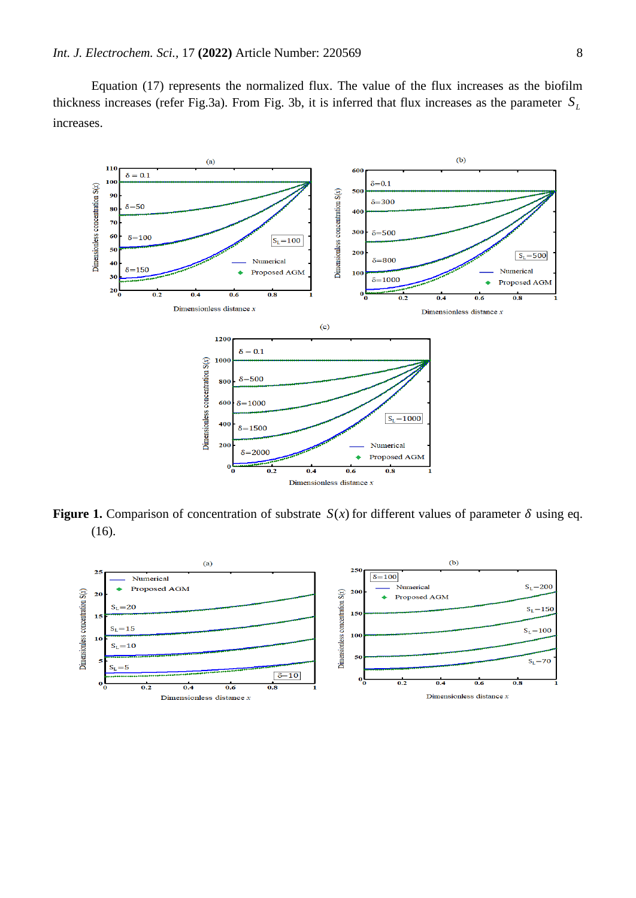Equation (17) represents the normalized flux. The value of the flux increases as the biofilm thickness increases (refer Fig.3a). From Fig. 3b, it is inferred that flux increases as the parameter $S_L$ increases.

**Figure 1.** Comparison of concentration of substrate $S(x)$ for different values of parameter $\delta$ using eq. (16).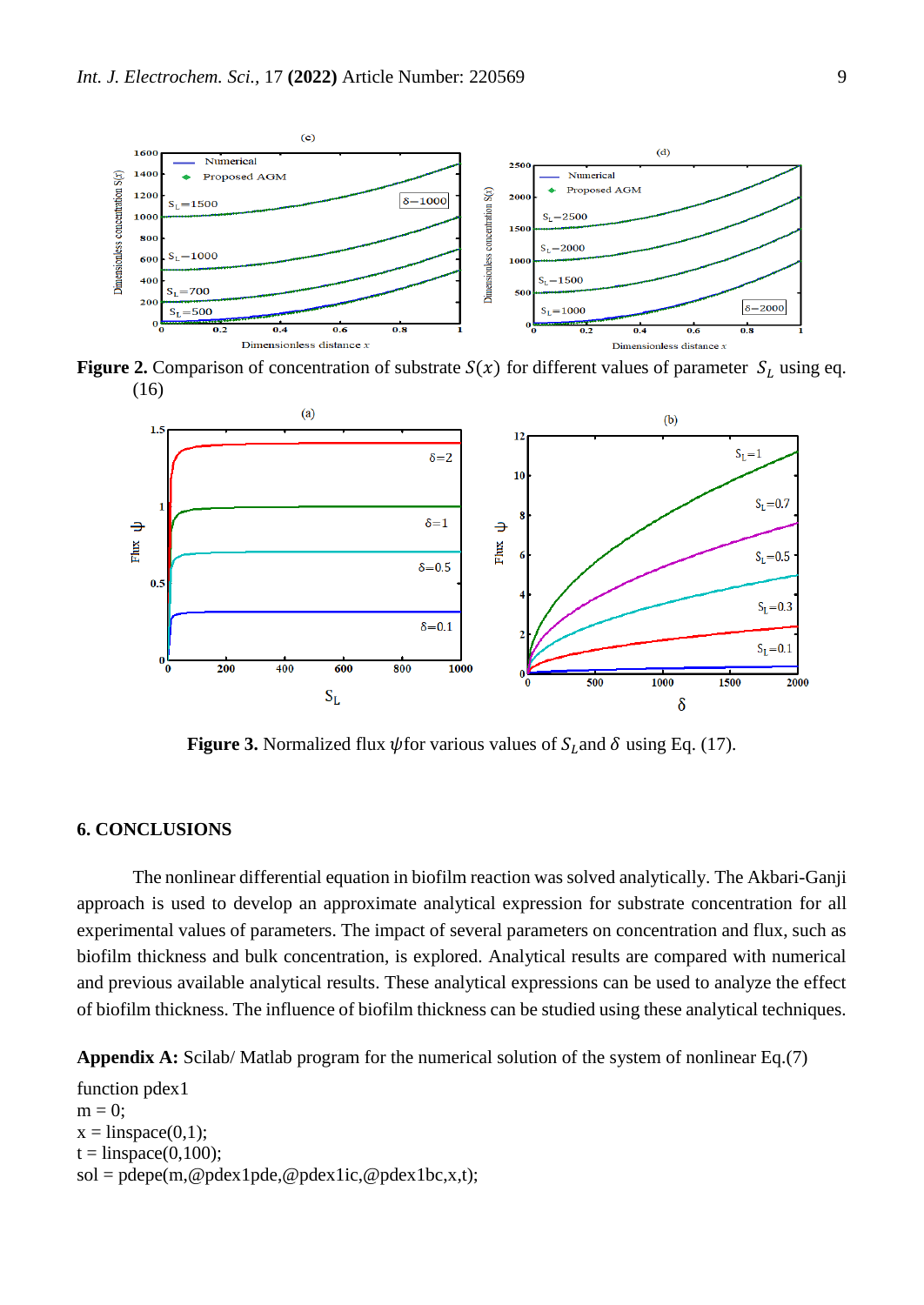**Figure 2.** Comparison of concentration of substrate $S(x)$ for different values of parameter $S_L$ using eq. (16)

**Figure 3.** Normalized flux $\psi$ for various values of $S_L$ and $\delta$ using Eq. (17).

## 6. CONCLUSIONS

The nonlinear differential equation in biofilm reaction was solved analytically. The Akbari-Ganji approach is used to develop an approximate analytical expression for substrate concentration for all experimental values of parameters. The impact of several parameters on concentration and flux, such as biofilm thickness and bulk concentration, is explored. Analytical results are compared with numerical and previous available analytical results. These analytical expressions can be used to analyze the effect of biofilm thickness. The influence of biofilm thickness can be studied using these analytical techniques.

**Appendix A:** Scilab/ Matlab program for the numerical solution of the system of nonlinear Eq.(7)

```
function pdex1
m = 0;
x = linspace(0,1);
t = linspace(0,100);
sol = pdepe(m,@pdex1pde,@pdex1ic,@pdex1bc,x,t);
```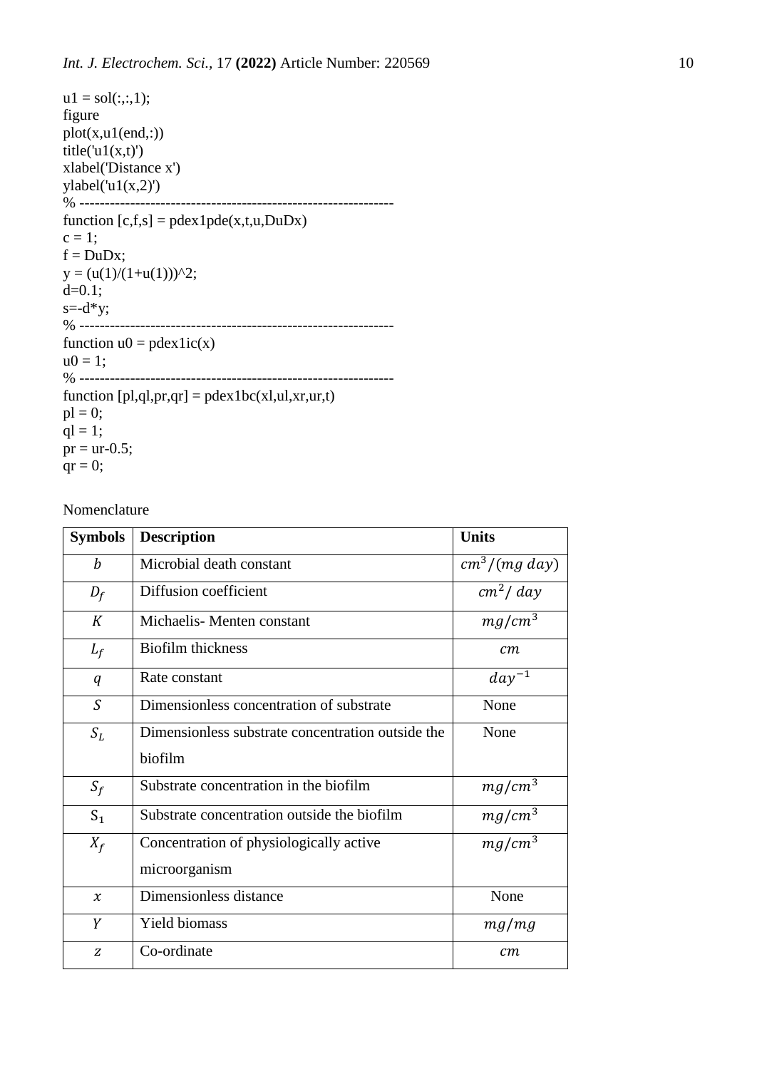```
u1 = sol(:,:,1);
figure
plot(x,u1(end,:))
title('u1(x,t)')
xlabel('Distance x')
ylabel('u1(x,2)')
% --------------------------------------------------------------
function [c,f,s] = pdex1pde(x,t,u,DuDx)
c = 1;
f = DuDx;
y = (u(1)/(1+u(1)))^2;
d=0.1;
s=-d*y;
% --------------------------------------------------------------
function u0 = pdex1ic(x)
u0 = 1;
% --------------------------------------------------------------
function [pl,ql,pr,qr] = pdex1bc(xl,ul,xr,ur,t)
pl = 0;
ql = 1;
pr = ur-0.5;
qr = 0;
```

Nomenclature

| Symbols | Description | Units |
|---|---|---|
| $b$ | Microbial death constant | $cm^3/(mg\ day)$ |
| $D_f$ | Diffusion coefficient | $cm^2/\ day$ |
| $K$ | Michaelis- Menten constant | $mg/cm^3$ |
| $L_f$ | Biofilm thickness | $cm$ |
| $q$ | Rate constant | $day^{-1}$ |
| $S$ | Dimensionless concentration of substrate | None |
| $S_L$ | Dimensionless substrate concentration outside the biofilm | None |
| $S_f$ | Substrate concentration in the biofilm | $mg/cm^3$ |
| $S_1$ | Substrate concentration outside the biofilm | $mg/cm^3$ |
| $X_f$ | Concentration of physiologically active microorganism | $mg/cm^3$ |
| $x$ | Dimensionless distance | None |
| $Y$ | Yield biomass | $mg/mg$ |
| $z$ | Co-ordinate | $cm$ |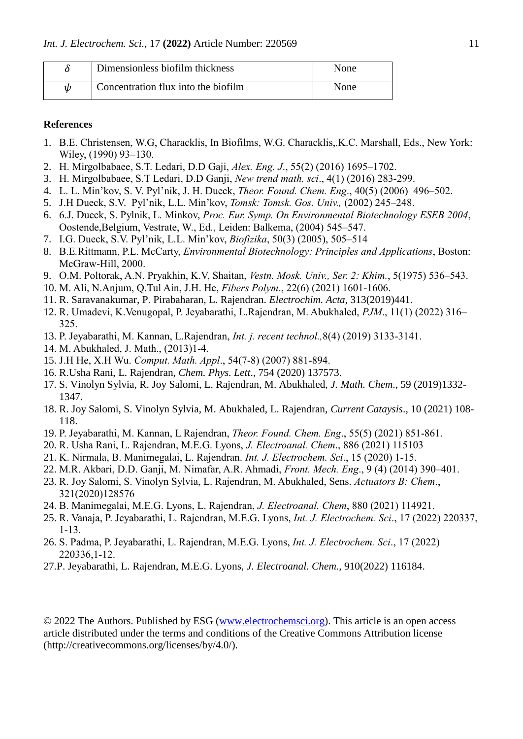| | | |
|---|---|---|
| $\delta$ | Dimensionless biofilm thickness | None |
| $\psi$ | Concentration flux into the biofilm | None |

**References**

1. B.E. Christensen, W.G, Characklis, In Biofilms, W.G. Characklis,.K.C. Marshall, Eds., New York: Wiley, (1990) 93–130.
2. H. Mirgolbabaee, S.T. Ledari, D.D Gaji, *Alex. Eng. J*., 55(2) (2016) 1695–1702.
3. H. Mirgolbabaee, S.T Ledari, D.D Ganji, *New trend math. sci*., 4(1) (2016) 283-299.
4. L. L. Min'kov, S. V. Pyl'nik, J. H. Dueck, *Theor. Found. Chem. Eng*., 40(5) (2006) 496–502.
5. J.H Dueck, S.V. Pyl'nik, L.L. Min'kov, *Tomsk: Tomsk. Gos. Univ.,* (2002) 245–248.
6. 6.J. Dueck, S. Pylnik, L. Minkov, *Proc. Eur. Symp. On Environmental Biotechnology ESEB 2004*, Oostende,Belgium, Vestrate, W., Ed., Leiden: Balkema, (2004) 545–547.
7. I.G. Dueck, S.V. Pyl'nik, L.L. Min'kov, *Biofizika*, 50(3) (2005), 505–514
8. B.E.Rittmann, P.L. McCarty, *Environmental Biotechnology: Principles and Applications*, Boston: McGraw-Hill, 2000.
9. O.M. Poltorak, A.N. Pryakhin, K.V, Shaitan, *Vestn. Mosk. Univ., Ser. 2: Khim.*, 5(1975) 536–543.
10. M. Ali, N.Anjum, Q.Tul Ain, J.H. He, *Fibers Polym*., 22(6) (2021) 1601-1606.
11. R. Saravanakumar, P. Pirabaharan, L. Rajendran. *Electrochim. Acta*, 313(2019)441.
12. R. Umadevi, K.Venugopal, P. Jeyabarathi, L.Rajendran, M. Abukhaled, *PJM*., 11(1) (2022) 316–325.
13. P. Jeyabarathi, M. Kannan, L.Rajendran, *Int. j. recent technol.,*8(4) (2019) 3133-3141.
14. M. Abukhaled, J. Math., (2013)1-4.
15. J.H He, X.H Wu. *Comput. Math. Appl*., 54(7-8) (2007) 881-894.
16. R.Usha Rani, L. Rajendran, *Chem. Phys. Lett*., 754 (2020) 137573.
17. S. Vinolyn Sylvia, R. Joy Salomi, L. Rajendran, M. Abukhaled, *J. Math. Chem*., 59 (2019)1332-1347.
18. R. Joy Salomi, S. Vinolyn Sylvia, M. Abukhaled, L. Rajendran, *Current Catalysis*., 10 (2021) 108-118.
19. P. Jeyabarathi, M. Kannan, L Rajendran, *Theor. Found. Chem. Eng*., 55(5) (2021) 851-861.
20. R. Usha Rani, L. Rajendran, M.E.G. Lyons, *J. Electroanal. Chem*., 886 (2021) 115103
21. K. Nirmala, B. Manimegalai, L. Rajendran. *Int. J. Electrochem. Sci*., 15 (2020) 1-15.
22. M.R. Akbari, D.D. Ganji, M. Nimafar, A.R. Ahmadi, *Front. Mech. Eng*., 9 (4) (2014) 390–401.
23. R. Joy Salomi, S. Vinolyn Sylvia, L. Rajendran, M. Abukhaled, Sens. *Actuators B: Chem*., 321(2020)128576
24. B. Manimegalai, M.E.G. Lyons, L. Rajendran, *J. Electroanal. Chem*, 880 (2021) 114921.
25. R. Vanaja, P. Jeyabarathi, L. Rajendran, M.E.G. Lyons, *Int. J. Electrochem. Sci*., 17 (2022) 220337, 1-13.
26. S. Padma, P. Jeyabarathi, L. Rajendran, M.E.G. Lyons, *Int. J. Electrochem. Sci*., 17 (2022) 220336,1-12.
27. P. Jeyabarathi, L. Rajendran, M.E.G. Lyons, *J. Electroanal. Chem.,* 910(2022) 116184.

© 2022 The Authors. Published by ESG (www.electrochemsci.org). This article is an open access article distributed under the terms and conditions of the Creative Commons Attribution license (http://creativecommons.org/licenses/by/4.0/).